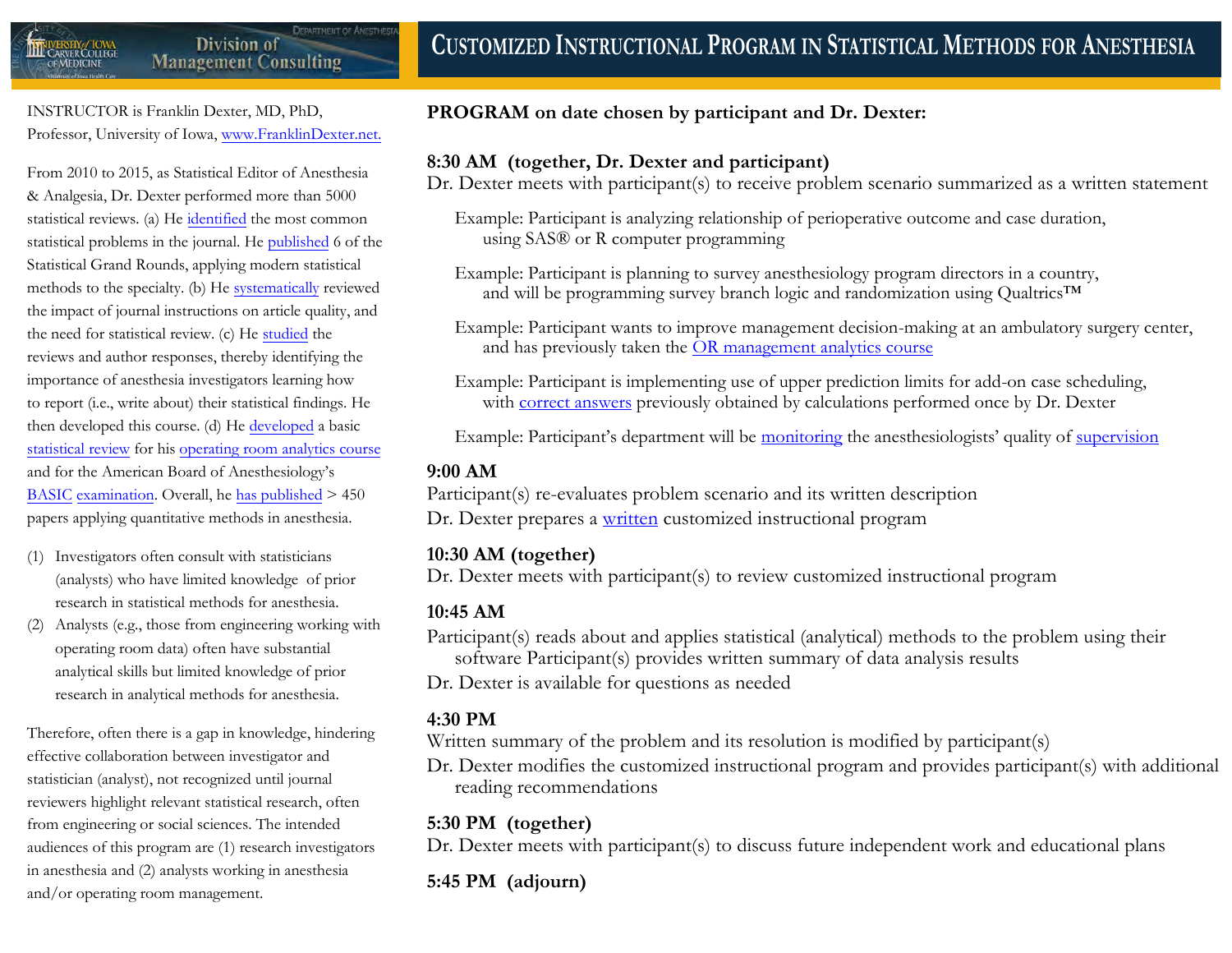# Customized Instructional Program in Statistical Methods for Anesthesia

University of Iowa Carver College of Medicine — Department of Anesthesia — Division of Management Consulting

INSTRUCTOR is Franklin Dexter, MD, PhD, Professor, University of Iowa, www.FranklinDexter.net.

From 2010 to 2015, as Statistical Editor of Anesthesia & Analgesia, Dr. Dexter performed more than 5000 statistical reviews. (a) He identified the most common statistical problems in the journal. He published 6 of the Statistical Grand Rounds, applying modern statistical methods to the specialty. (b) He systematically reviewed the impact of journal instructions on article quality, and the need for statistical review. (c) He studied the reviews and author responses, thereby identifying the importance of anesthesia investigators learning how to report (i.e., write about) their statistical findings. He then developed this course. (d) He developed a basic statistical review for his operating room analytics course and for the American Board of Anesthesiology's BASIC examination. Overall, he has published > 450 papers applying quantitative methods in anesthesia.

1. Investigators often consult with statisticians (analysts) who have limited knowledge of prior research in statistical methods for anesthesia.
2. Analysts (e.g., those from engineering working with operating room data) often have substantial analytical skills but limited knowledge of prior research in analytical methods for anesthesia.

Therefore, often there is a gap in knowledge, hindering effective collaboration between investigator and statistician (analyst), not recognized until journal reviewers highlight relevant statistical research, often from engineering or social sciences. The intended audiences of this program are (1) research investigators in anesthesia and (2) analysts working in anesthesia and/or operating room management.

**PROGRAM on date chosen by participant and Dr. Dexter:**

**8:30 AM (together, Dr. Dexter and participant)**

Dr. Dexter meets with participant(s) to receive problem scenario summarized as a written statement

- Example: Participant is analyzing relationship of perioperative outcome and case duration, using SAS® or R computer programming
- Example: Participant is planning to survey anesthesiology program directors in a country, and will be programming survey branch logic and randomization using Qualtrics™
- Example: Participant wants to improve management decision-making at an ambulatory surgery center, and has previously taken the OR management analytics course
- Example: Participant is implementing use of upper prediction limits for add-on case scheduling, with correct answers previously obtained by calculations performed once by Dr. Dexter
- Example: Participant's department will be monitoring the anesthesiologists' quality of supervision

**9:00 AM**

Participant(s) re-evaluates problem scenario and its written description

Dr. Dexter prepares a written customized instructional program

**10:30 AM (together)**

Dr. Dexter meets with participant(s) to review customized instructional program

**10:45 AM**

Participant(s) reads about and applies statistical (analytical) methods to the problem using their software Participant(s) provides written summary of data analysis results

Dr. Dexter is available for questions as needed

**4:30 PM**

Written summary of the problem and its resolution is modified by participant(s)

Dr. Dexter modifies the customized instructional program and provides participant(s) with additional reading recommendations

**5:30 PM (together)**

Dr. Dexter meets with participant(s) to discuss future independent work and educational plans

**5:45 PM (adjourn)**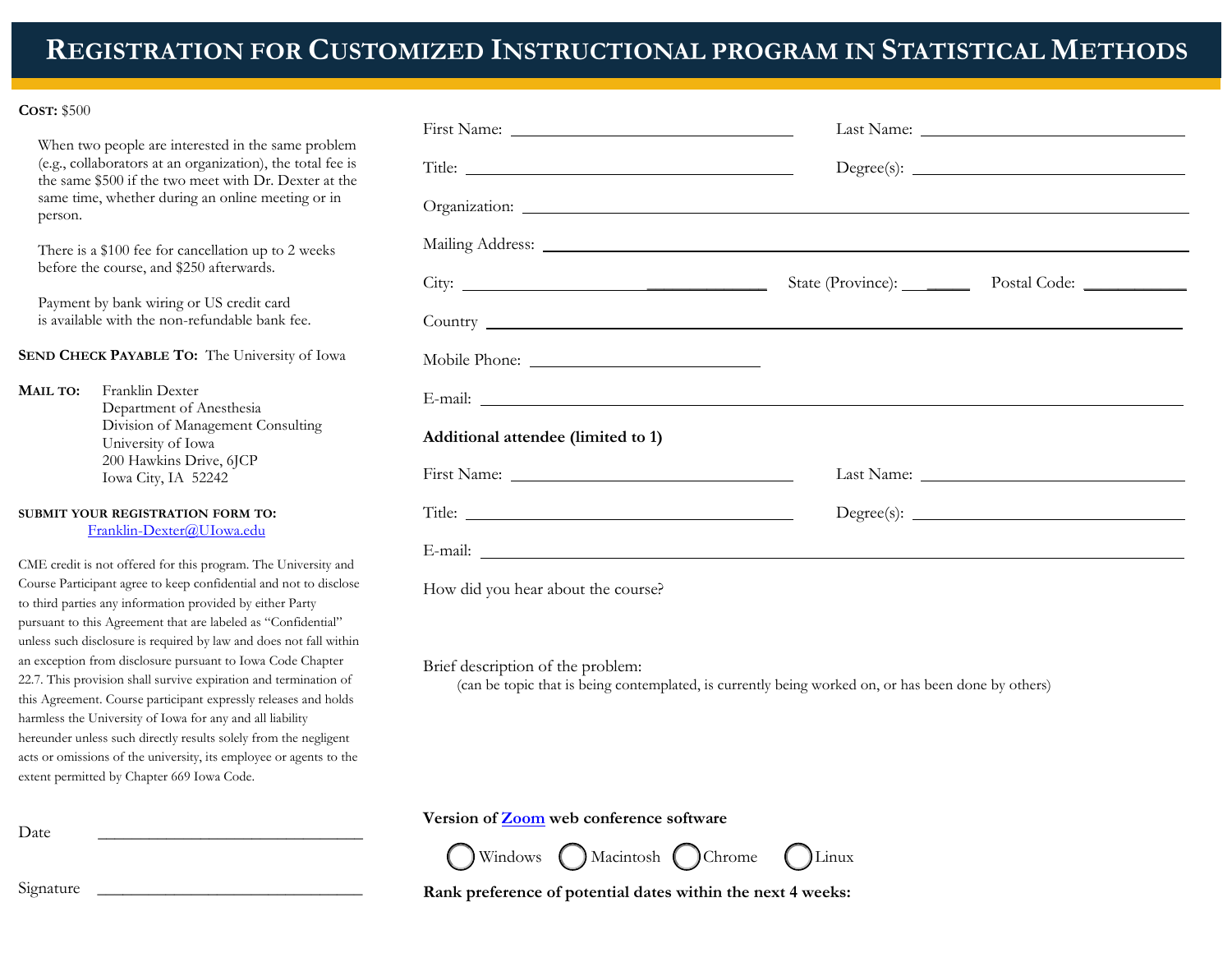# REGISTRATION FOR CUSTOMIZED INSTRUCTIONAL PROGRAM IN STATISTICAL METHODS

**COST:** $500

When two people are interested in the same problem (e.g., collaborators at an organization), the total fee is the same $500 if the two meet with Dr. Dexter at the same time, whether during an online meeting or in person.

There is a $100 fee for cancellation up to 2 weeks before the course, and $250 afterwards.

Payment by bank wiring or US credit card is available with the non-refundable bank fee.

**SEND CHECK PAYABLE TO:** The University of Iowa

**MAIL TO:**
Franklin Dexter
Department of Anesthesia
Division of Management Consulting
University of Iowa
200 Hawkins Drive, 6JCP
Iowa City, IA 52242

**SUBMIT YOUR REGISTRATION FORM TO:**
Franklin-Dexter@UIowa.edu

CME credit is not offered for this program. The University and Course Participant agree to keep confidential and not to disclose to third parties any information provided by either Party pursuant to this Agreement that are labeled as "Confidential" unless such disclosure is required by law and does not fall within an exception from disclosure pursuant to Iowa Code Chapter 22.7. This provision shall survive expiration and termination of this Agreement. Course participant expressly releases and holds harmless the University of Iowa for any and all liability hereunder unless such directly results solely from the negligent acts or omissions of the university, its employee or agents to the extent permitted by Chapter 669 Iowa Code.

Date ______________________________

Signature ______________________________

First Name: ______________________ Last Name: ______________________

Title: ______________________ Degree(s): ______________________

Organization: ______________________

Mailing Address: ______________________

City: ______________________ State (Province): ______ Postal Code: ____________

Country ______________________

Mobile Phone: ______________________

E-mail: ______________________

**Additional attendee (limited to 1)**

First Name: ______________________ Last Name: ______________________

Title: ______________________ Degree(s): ______________________

E-mail: ______________________

How did you hear about the course?

Brief description of the problem:
(can be topic that is being contemplated, is currently being worked on, or has been done by others)

**Version of Zoom web conference software**

◯ Windows ◯ Macintosh ◯ Chrome ◯ Linux

**Rank preference of potential dates within the next 4 weeks:**